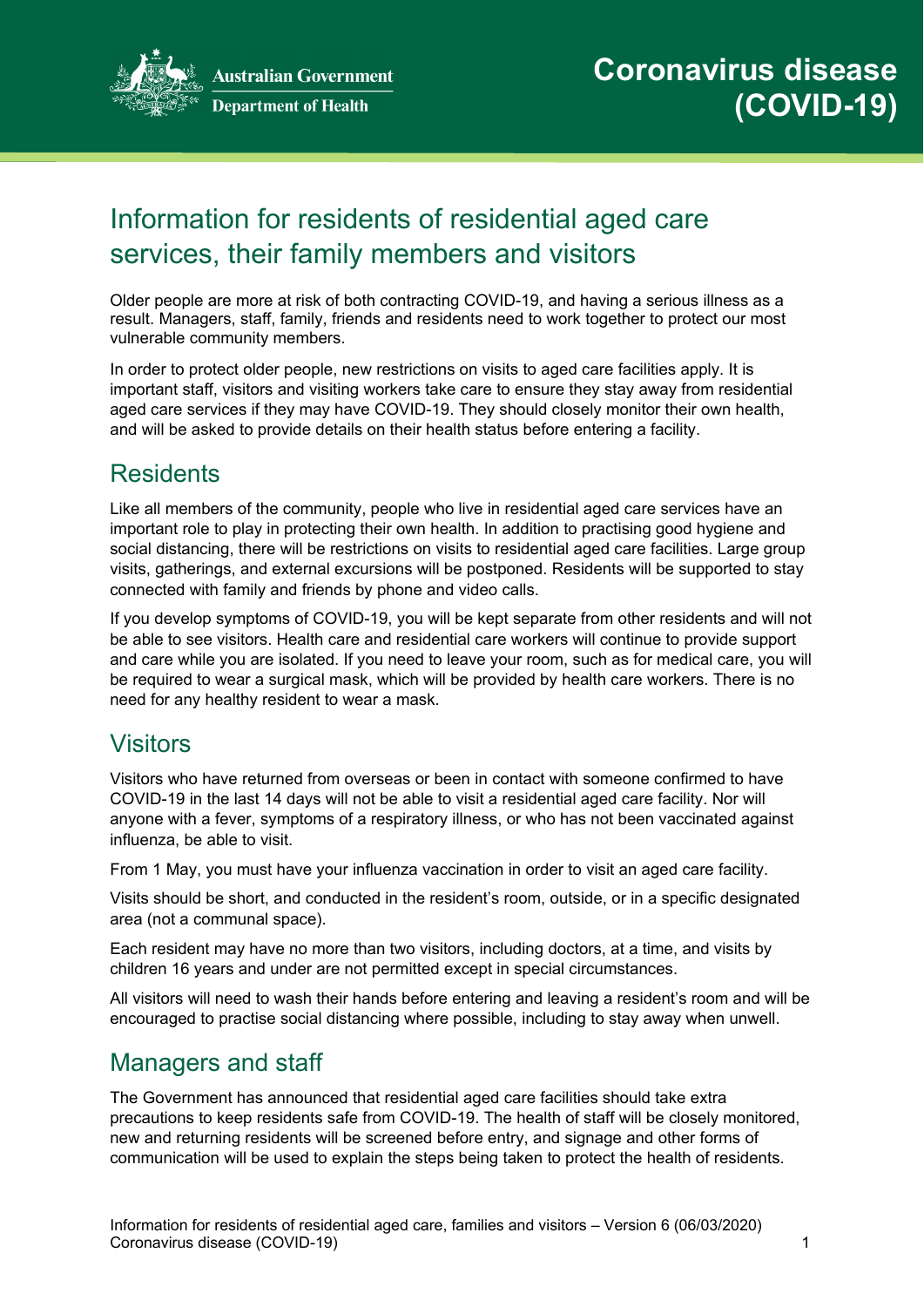Australian Government
Department of Health

# Coronavirus disease (COVID-19)

## Information for residents of residential aged care services, their family members and visitors

Older people are more at risk of both contracting COVID-19, and having a serious illness as a result. Managers, staff, family, friends and residents need to work together to protect our most vulnerable community members.

In order to protect older people, new restrictions on visits to aged care facilities apply. It is important staff, visitors and visiting workers take care to ensure they stay away from residential aged care services if they may have COVID-19. They should closely monitor their own health, and will be asked to provide details on their health status before entering a facility.

## Residents

Like all members of the community, people who live in residential aged care services have an important role to play in protecting their own health. In addition to practising good hygiene and social distancing, there will be restrictions on visits to residential aged care facilities. Large group visits, gatherings, and external excursions will be postponed. Residents will be supported to stay connected with family and friends by phone and video calls.

If you develop symptoms of COVID-19, you will be kept separate from other residents and will not be able to see visitors. Health care and residential care workers will continue to provide support and care while you are isolated. If you need to leave your room, such as for medical care, you will be required to wear a surgical mask, which will be provided by health care workers. There is no need for any healthy resident to wear a mask.

## Visitors

Visitors who have returned from overseas or been in contact with someone confirmed to have COVID-19 in the last 14 days will not be able to visit a residential aged care facility. Nor will anyone with a fever, symptoms of a respiratory illness, or who has not been vaccinated against influenza, be able to visit.

From 1 May, you must have your influenza vaccination in order to visit an aged care facility.

Visits should be short, and conducted in the resident's room, outside, or in a specific designated area (not a communal space).

Each resident may have no more than two visitors, including doctors, at a time, and visits by children 16 years and under are not permitted except in special circumstances.

All visitors will need to wash their hands before entering and leaving a resident's room and will be encouraged to practise social distancing where possible, including to stay away when unwell.

## Managers and staff

The Government has announced that residential aged care facilities should take extra precautions to keep residents safe from COVID-19. The health of staff will be closely monitored, new and returning residents will be screened before entry, and signage and other forms of communication will be used to explain the steps being taken to protect the health of residents.

Information for residents of residential aged care, families and visitors – Version 6 (06/03/2020)
Coronavirus disease (COVID-19)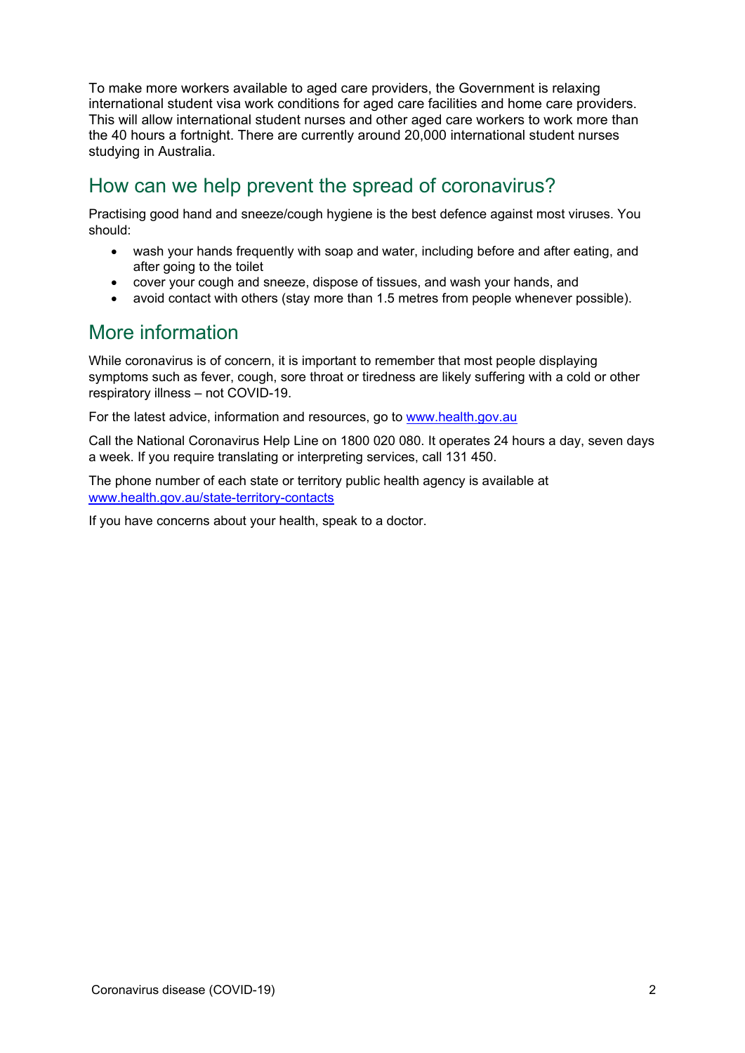To make more workers available to aged care providers, the Government is relaxing international student visa work conditions for aged care facilities and home care providers. This will allow international student nurses and other aged care workers to work more than the 40 hours a fortnight. There are currently around 20,000 international student nurses studying in Australia.

## How can we help prevent the spread of coronavirus?

Practising good hand and sneeze/cough hygiene is the best defence against most viruses. You should:

- wash your hands frequently with soap and water, including before and after eating, and after going to the toilet
- cover your cough and sneeze, dispose of tissues, and wash your hands, and
- avoid contact with others (stay more than 1.5 metres from people whenever possible).

## More information

While coronavirus is of concern, it is important to remember that most people displaying symptoms such as fever, cough, sore throat or tiredness are likely suffering with a cold or other respiratory illness – not COVID-19.

For the latest advice, information and resources, go to [www.health.gov.au](http://www.health.gov.au)

Call the National Coronavirus Help Line on 1800 020 080. It operates 24 hours a day, seven days a week. If you require translating or interpreting services, call 131 450.

The phone number of each state or territory public health agency is available at [www.health.gov.au/state-territory-contacts](http://www.health.gov.au/state-territory-contacts)

If you have concerns about your health, speak to a doctor.